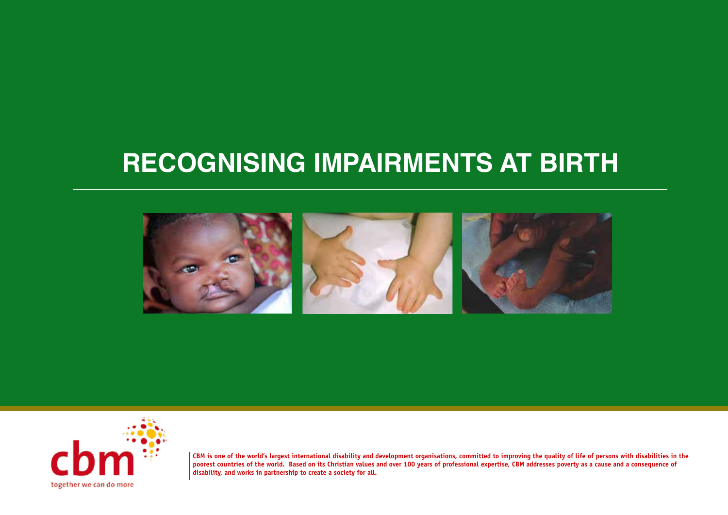# RECOGNISING IMPAIRMENTS AT BIRTH

cbm

together we can do more

**CBM is one of the world's largest international disability and development organisations, committed to improving the quality of life of persons with disabilities in the poorest countries of the world. Based on its Christian values and over 100 years of professional expertise, CBM addresses poverty as a cause and a consequence of disability, and works in partnership to create a society for all.**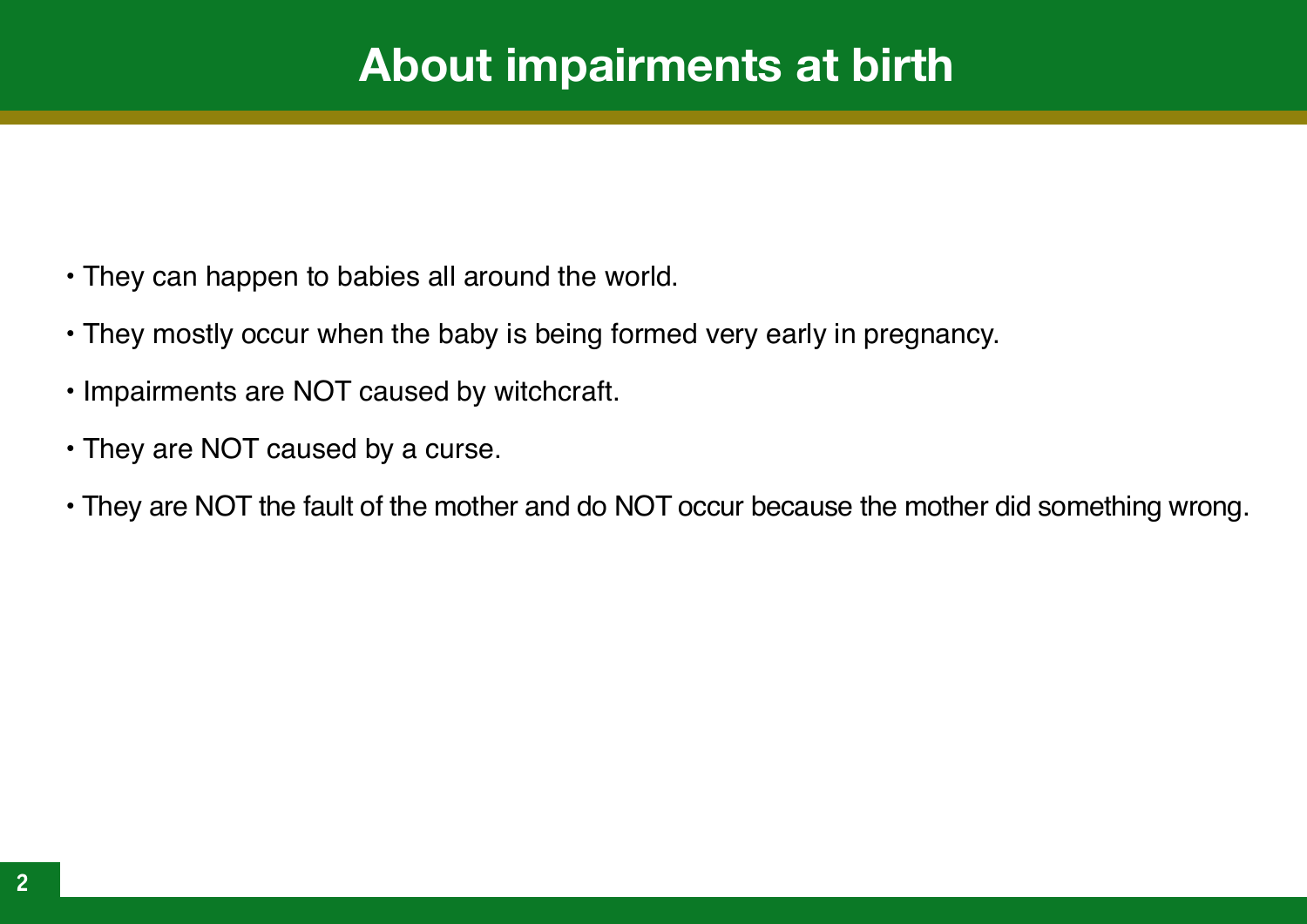# About impairments at birth

- They can happen to babies all around the world.
- They mostly occur when the baby is being formed very early in pregnancy.
- Impairments are NOT caused by witchcraft.
- They are NOT caused by a curse.
- They are NOT the fault of the mother and do NOT occur because the mother did something wrong.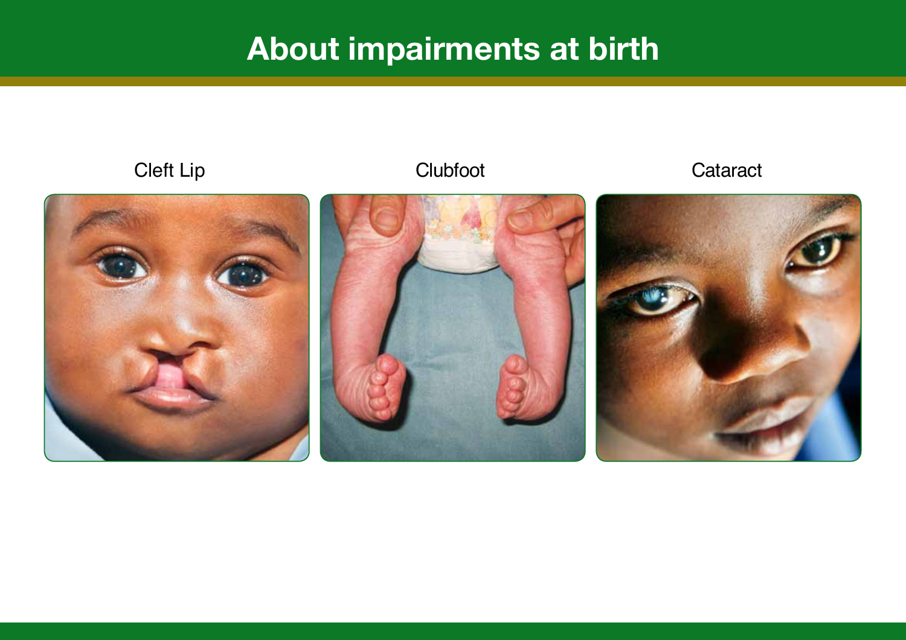# About impairments at birth

Cleft Lip

Clubfoot

Cataract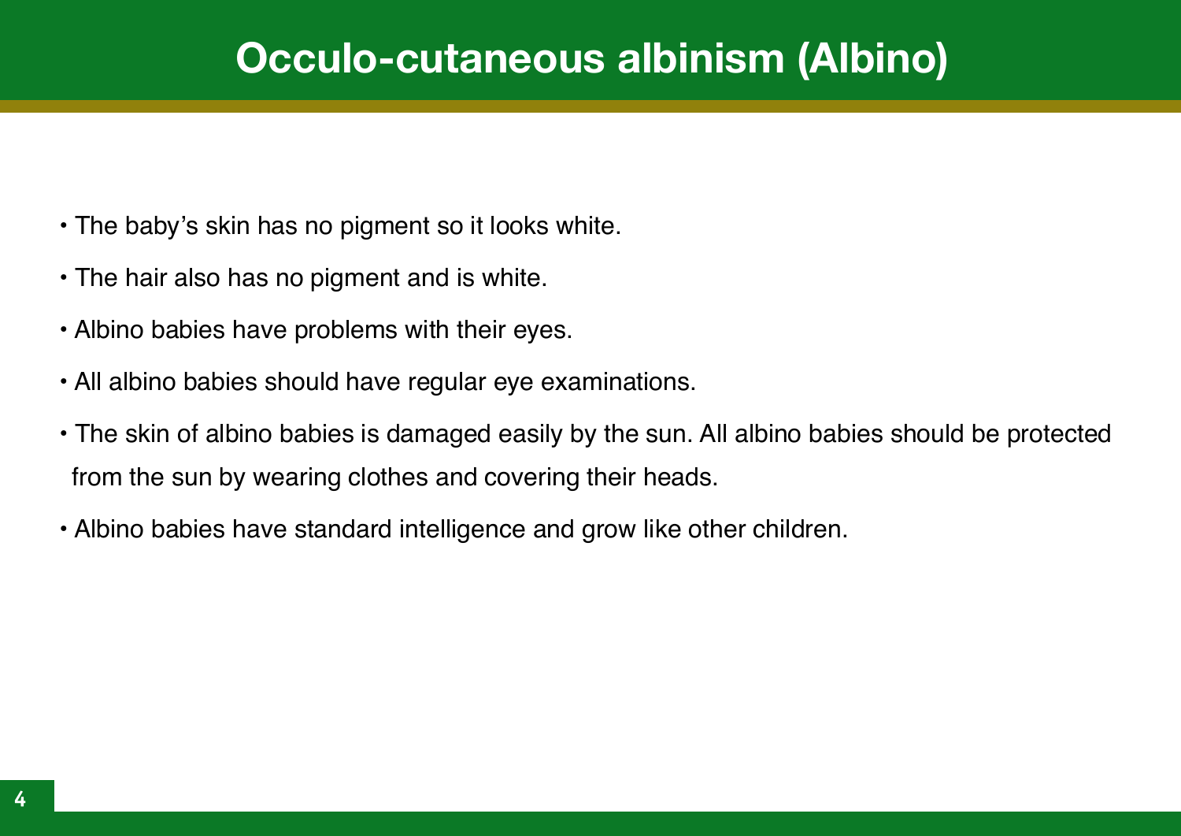# Occulo-cutaneous albinism (Albino)

- The baby's skin has no pigment so it looks white.
- The hair also has no pigment and is white.
- Albino babies have problems with their eyes.
- All albino babies should have regular eye examinations.
- The skin of albino babies is damaged easily by the sun. All albino babies should be protected from the sun by wearing clothes and covering their heads.
- Albino babies have standard intelligence and grow like other children.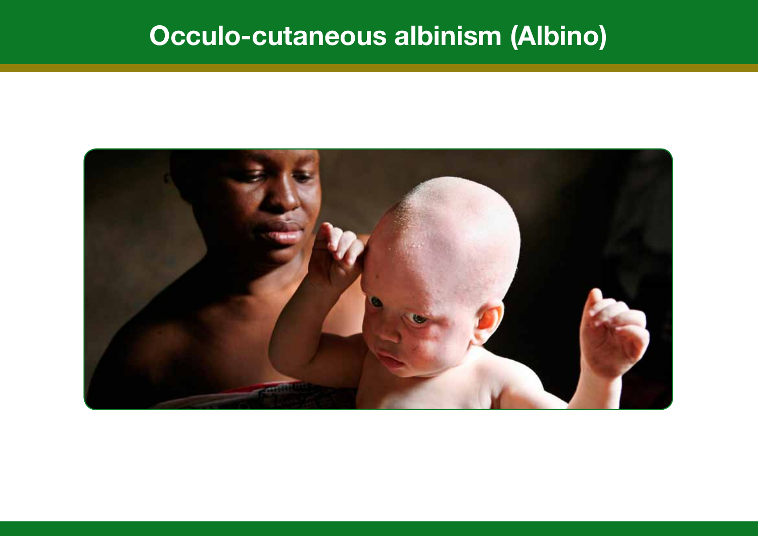# Occulo-cutaneous albinism (Albino)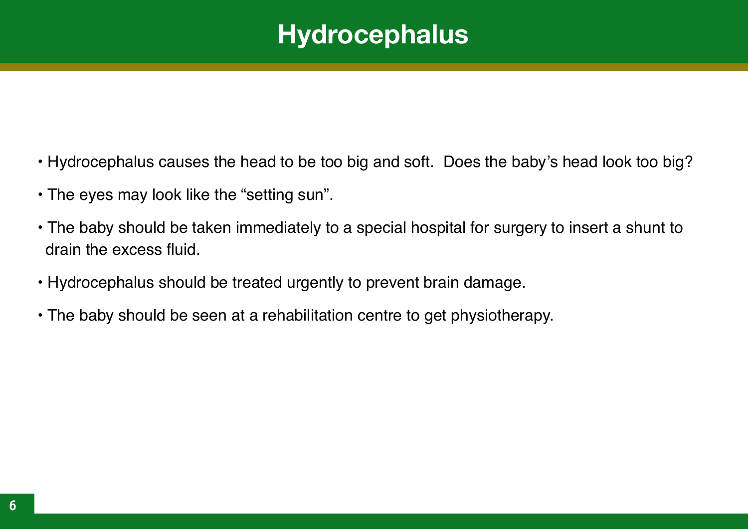# Hydrocephalus

- Hydrocephalus causes the head to be too big and soft. Does the baby's head look too big?
- The eyes may look like the "setting sun".
- The baby should be taken immediately to a special hospital for surgery to insert a shunt to drain the excess fluid.
- Hydrocephalus should be treated urgently to prevent brain damage.
- The baby should be seen at a rehabilitation centre to get physiotherapy.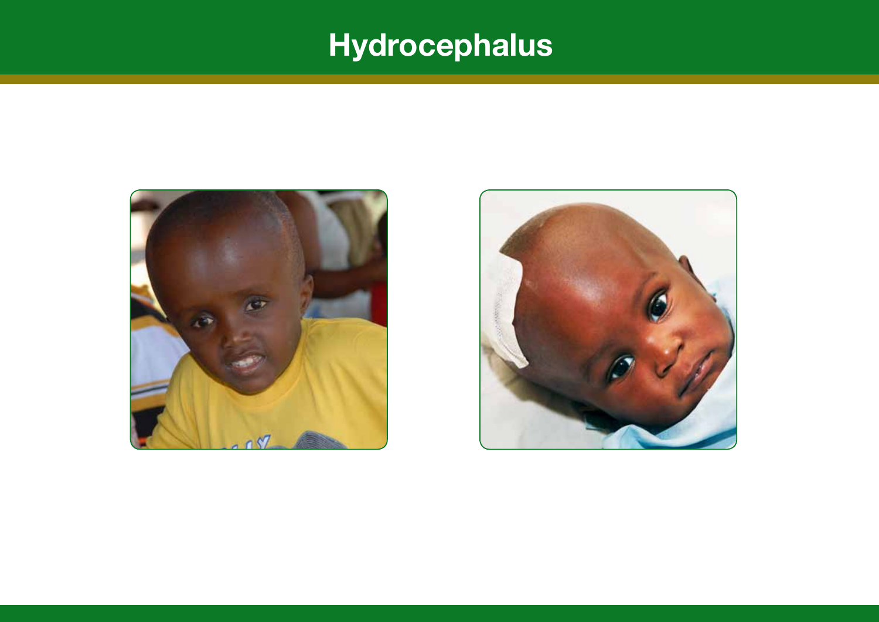# Hydrocephalus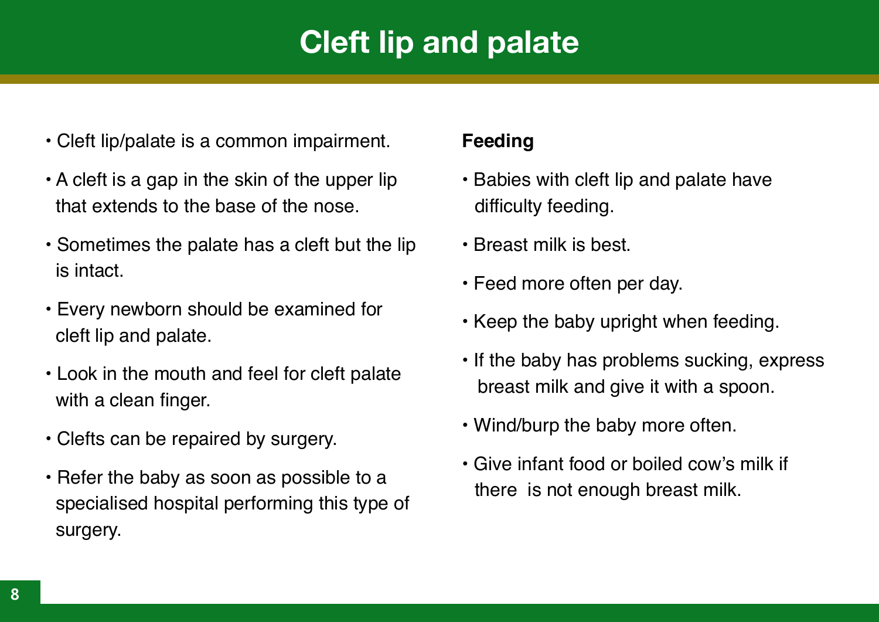# Cleft lip and palate

- Cleft lip/palate is a common impairment.
- A cleft is a gap in the skin of the upper lip that extends to the base of the nose.
- Sometimes the palate has a cleft but the lip is intact.
- Every newborn should be examined for cleft lip and palate.
- Look in the mouth and feel for cleft palate with a clean finger.
- Clefts can be repaired by surgery.
- Refer the baby as soon as possible to a specialised hospital performing this type of surgery.

**Feeding**

- Babies with cleft lip and palate have difficulty feeding.
- Breast milk is best.
- Feed more often per day.
- Keep the baby upright when feeding.
- If the baby has problems sucking, express breast milk and give it with a spoon.
- Wind/burp the baby more often.
- Give infant food or boiled cow's milk if there is not enough breast milk.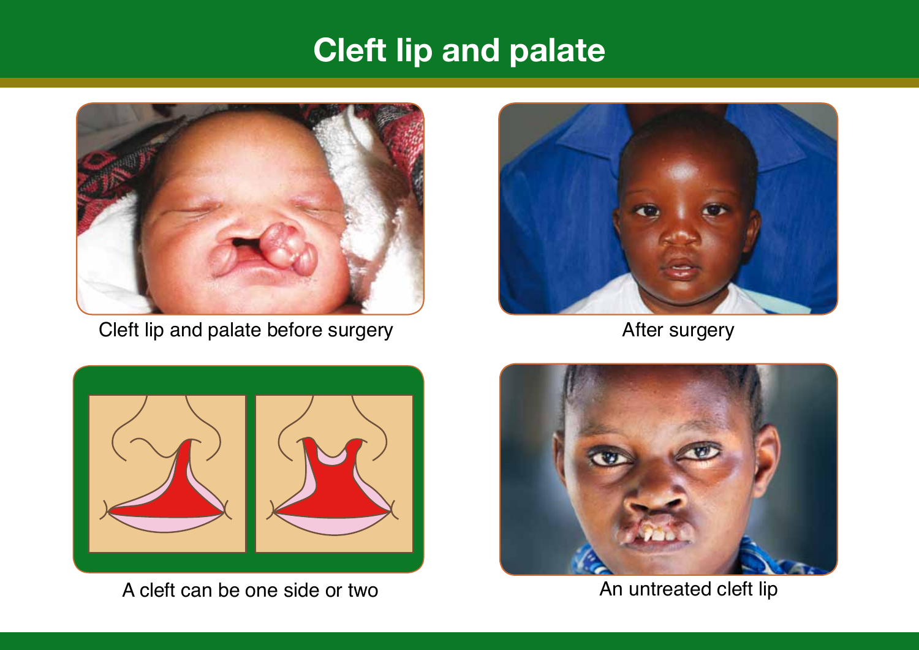# Cleft lip and palate

Cleft lip and palate before surgery

After surgery

A cleft can be one side or two

An untreated cleft lip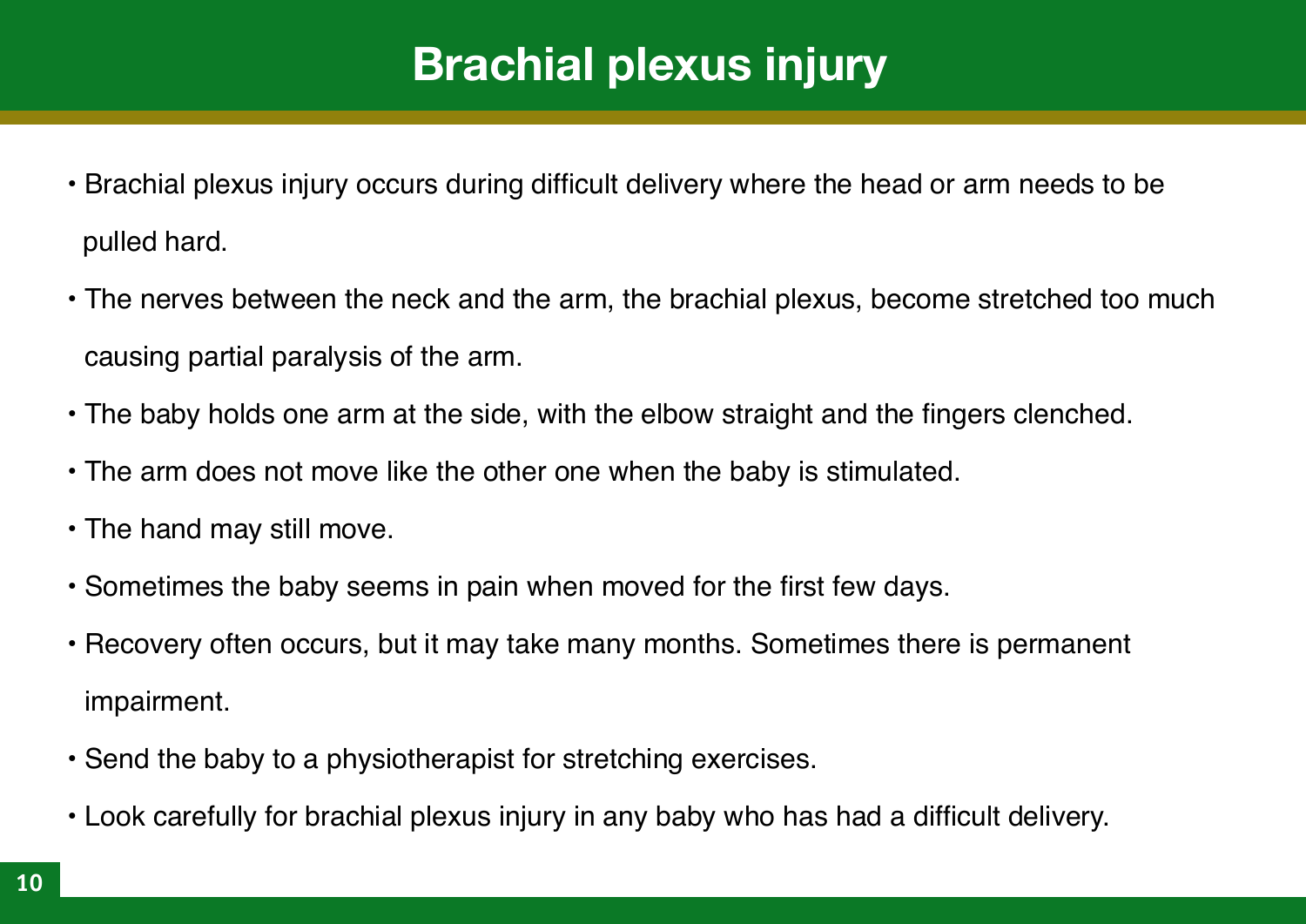# Brachial plexus injury

- Brachial plexus injury occurs during difficult delivery where the head or arm needs to be pulled hard.
- The nerves between the neck and the arm, the brachial plexus, become stretched too much causing partial paralysis of the arm.
- The baby holds one arm at the side, with the elbow straight and the fingers clenched.
- The arm does not move like the other one when the baby is stimulated.
- The hand may still move.
- Sometimes the baby seems in pain when moved for the first few days.
- Recovery often occurs, but it may take many months. Sometimes there is permanent impairment.
- Send the baby to a physiotherapist for stretching exercises.
- Look carefully for brachial plexus injury in any baby who has had a difficult delivery.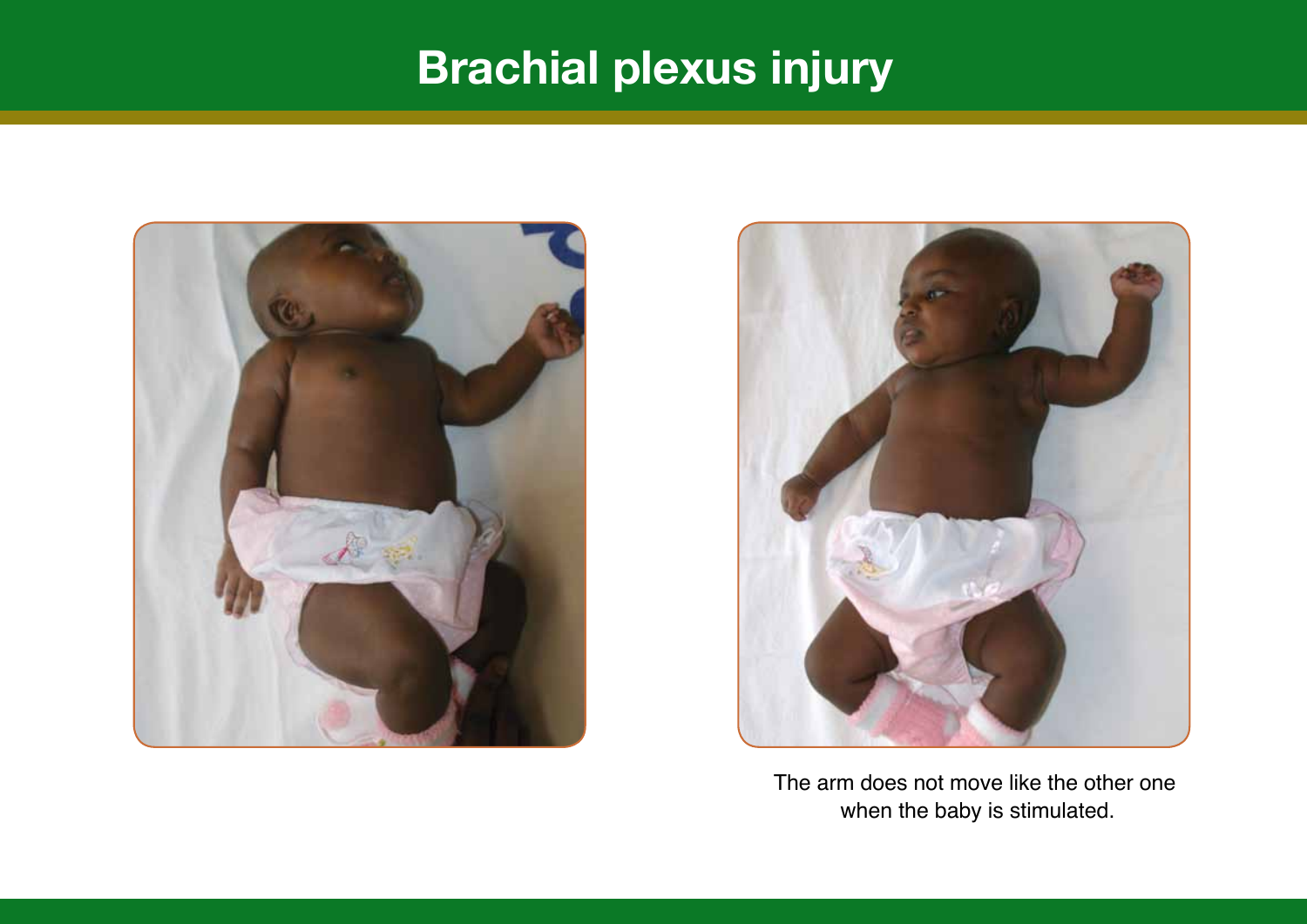# Brachial plexus injury

The arm does not move like the other one when the baby is stimulated.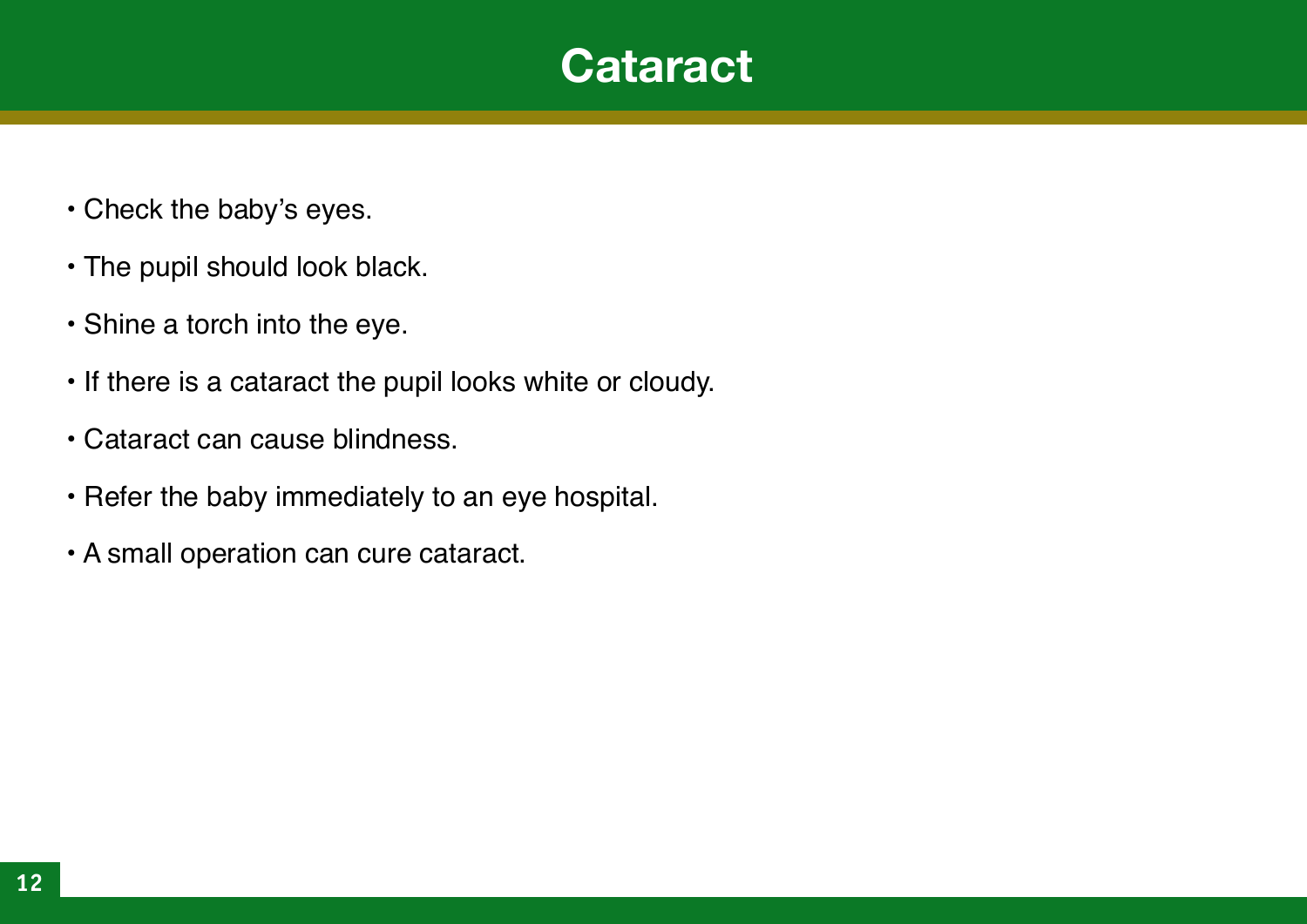# Cataract

- Check the baby's eyes.
- The pupil should look black.
- Shine a torch into the eye.
- If there is a cataract the pupil looks white or cloudy.
- Cataract can cause blindness.
- Refer the baby immediately to an eye hospital.
- A small operation can cure cataract.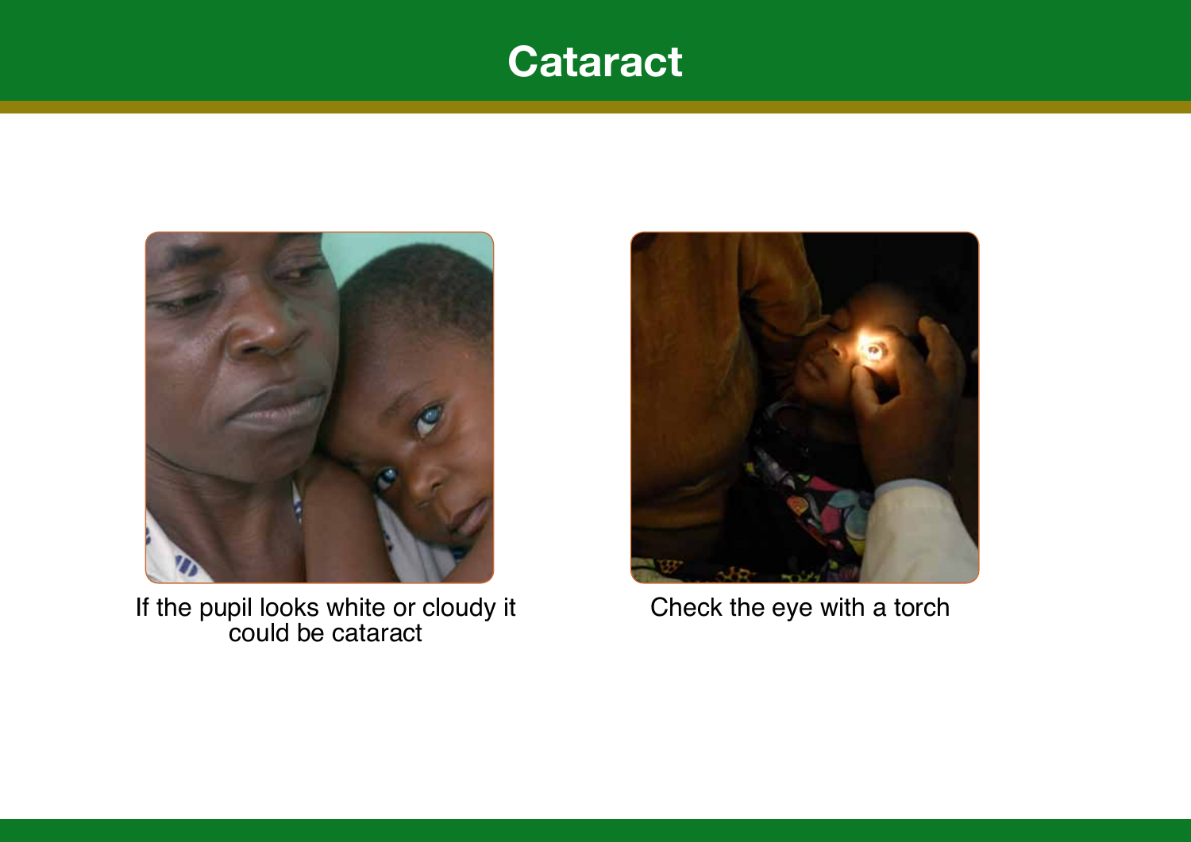# Cataract

If the pupil looks white or cloudy it could be cataract

Check the eye with a torch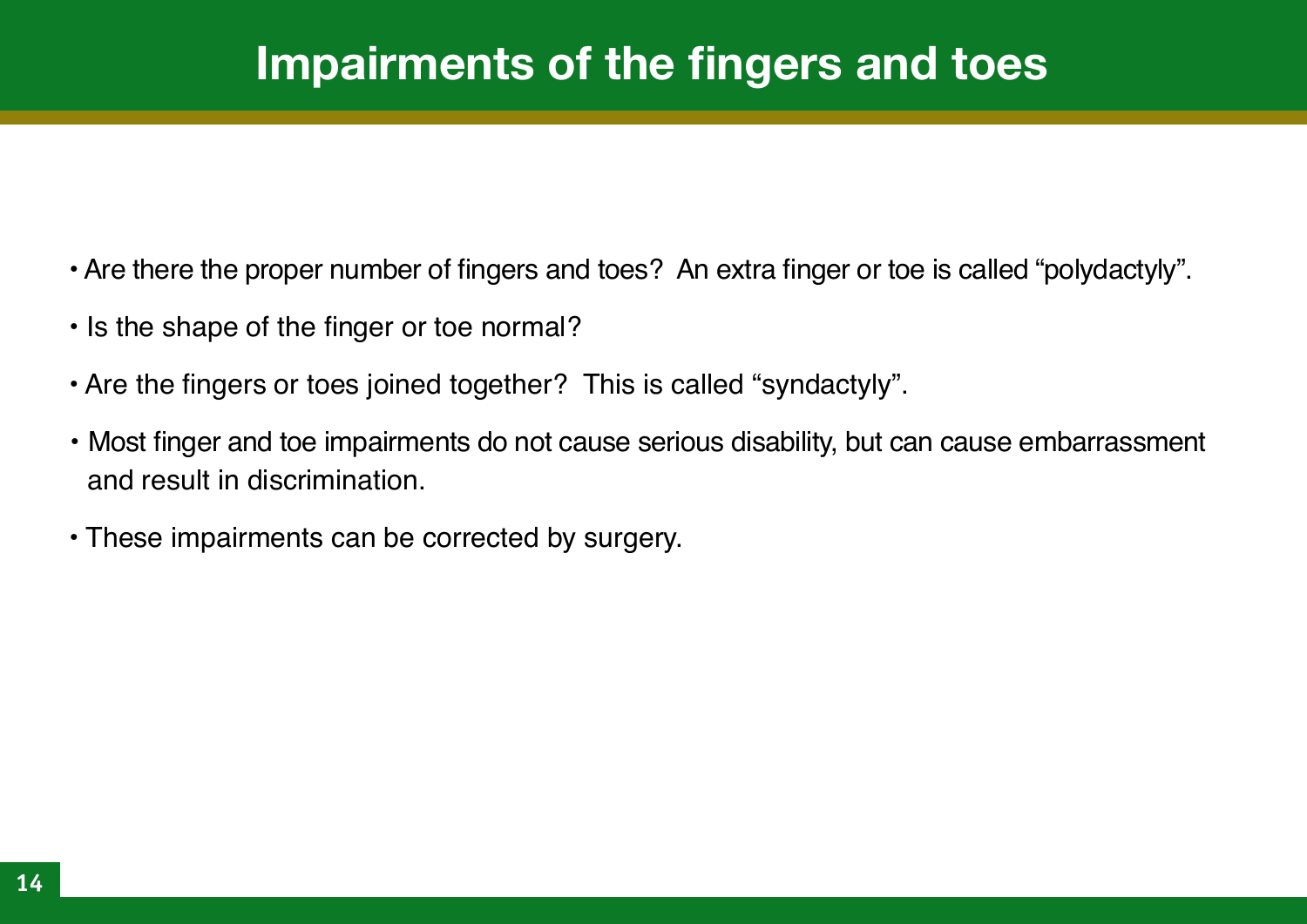# Impairments of the fingers and toes

- Are there the proper number of fingers and toes? An extra finger or toe is called "polydactyly".
- Is the shape of the finger or toe normal?
- Are the fingers or toes joined together? This is called "syndactyly".
- Most finger and toe impairments do not cause serious disability, but can cause embarrassment and result in discrimination.
- These impairments can be corrected by surgery.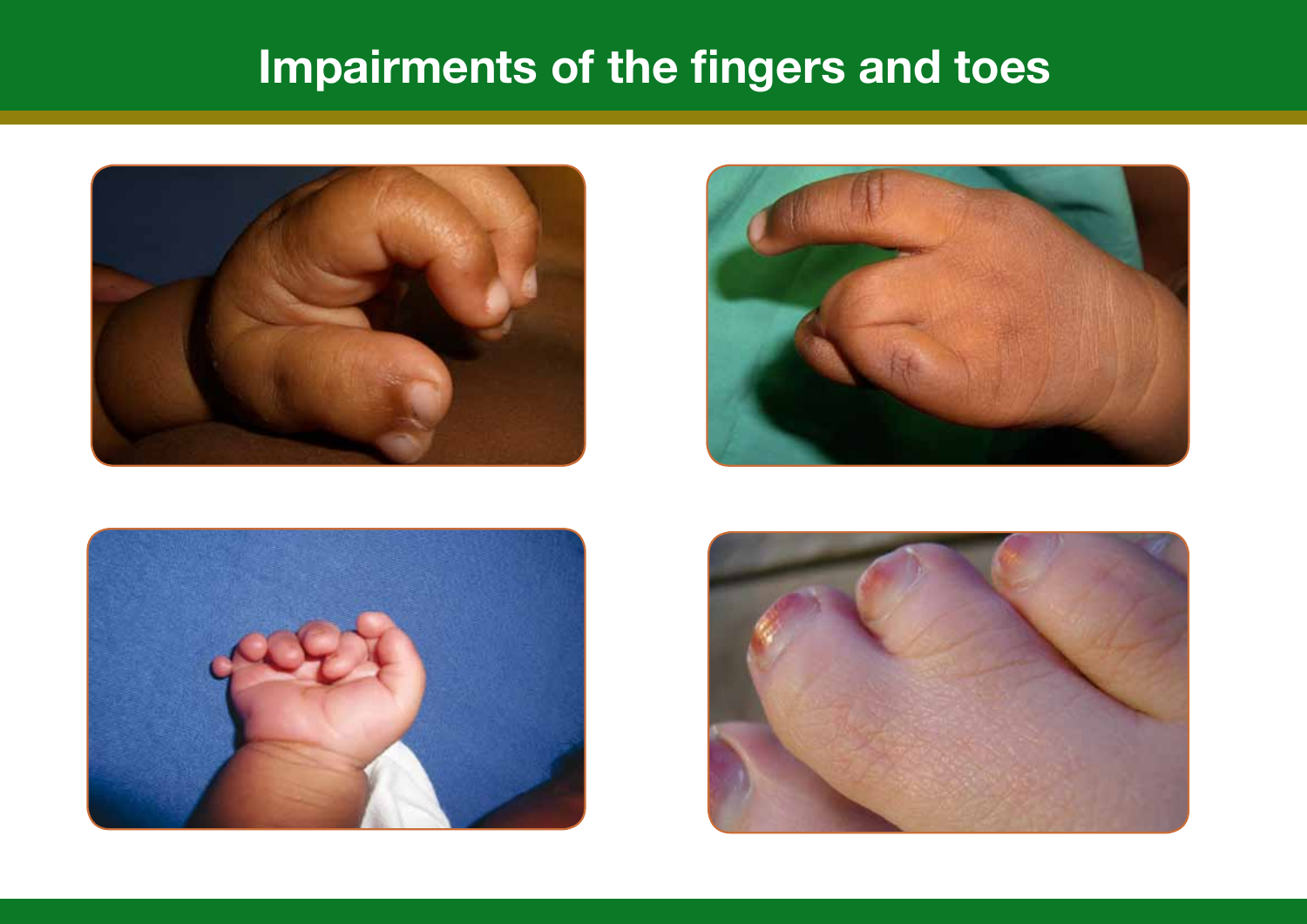# Impairments of the fingers and toes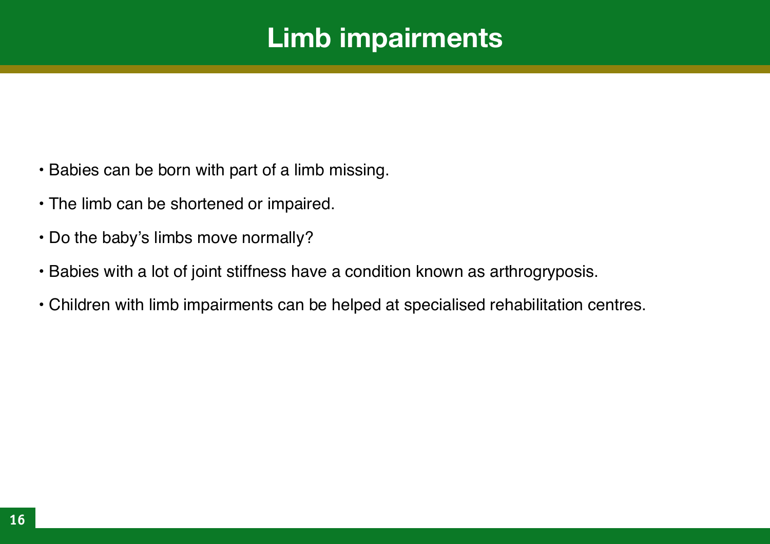# Limb impairments

- Babies can be born with part of a limb missing.
- The limb can be shortened or impaired.
- Do the baby's limbs move normally?
- Babies with a lot of joint stiffness have a condition known as arthrogryposis.
- Children with limb impairments can be helped at specialised rehabilitation centres.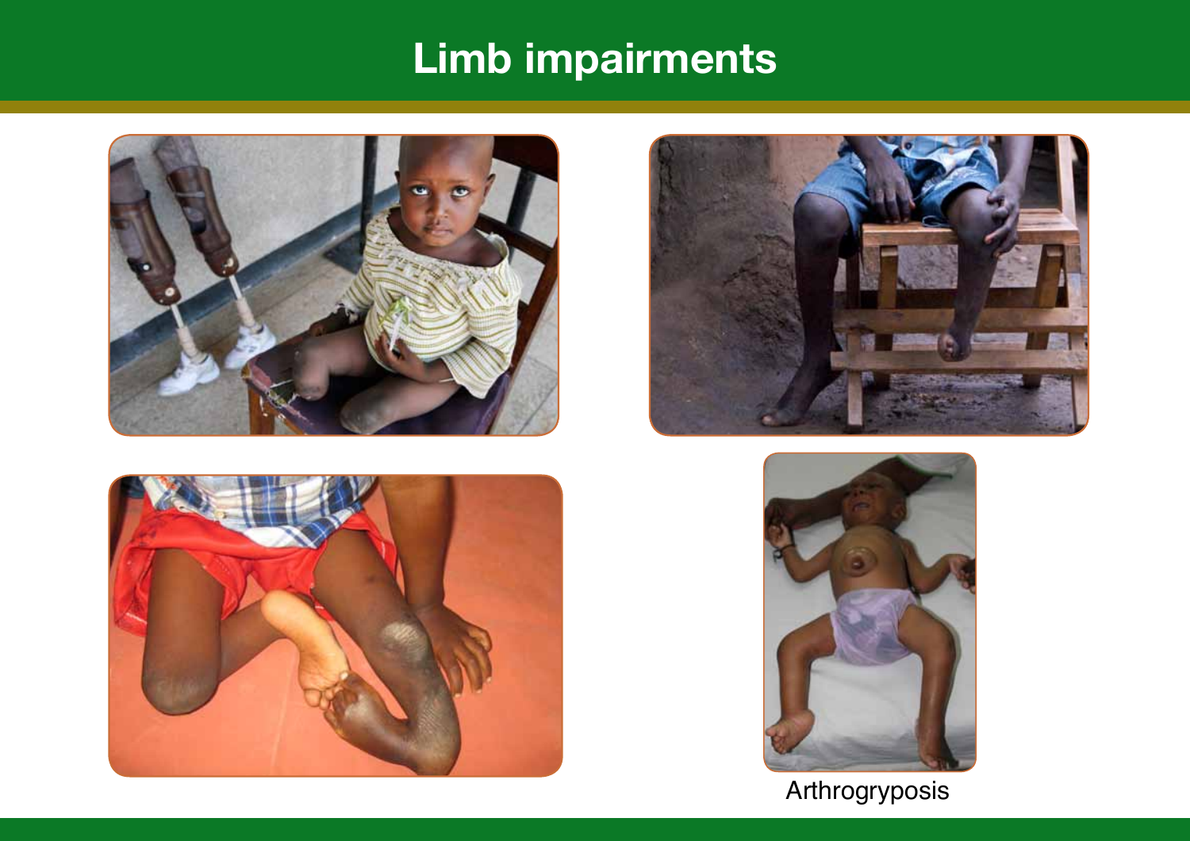# Limb impairments

Arthrogryposis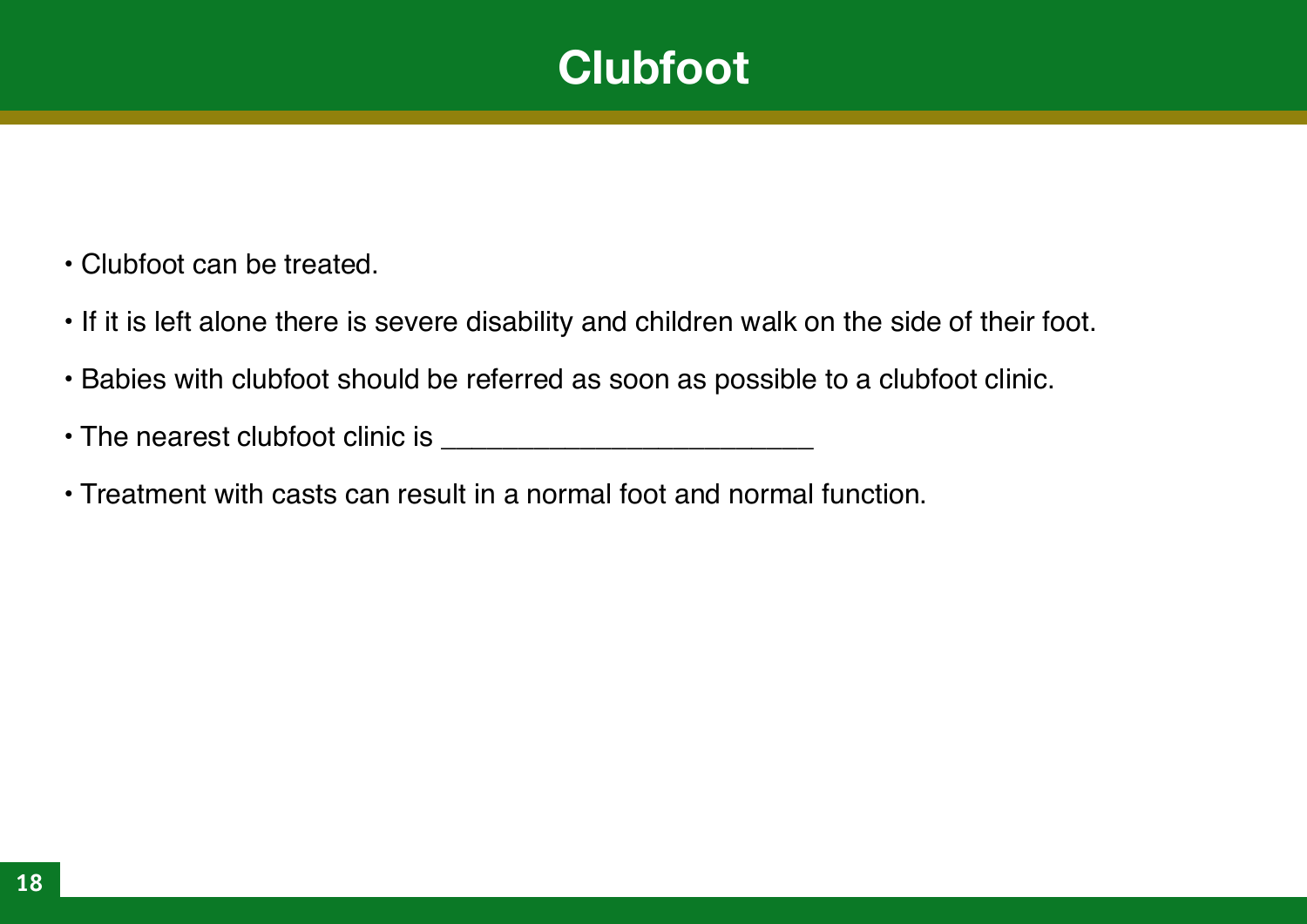# Clubfoot

- Clubfoot can be treated.
- If it is left alone there is severe disability and children walk on the side of their foot.
- Babies with clubfoot should be referred as soon as possible to a clubfoot clinic.
- The nearest clubfoot clinic is ________________________
- Treatment with casts can result in a normal foot and normal function.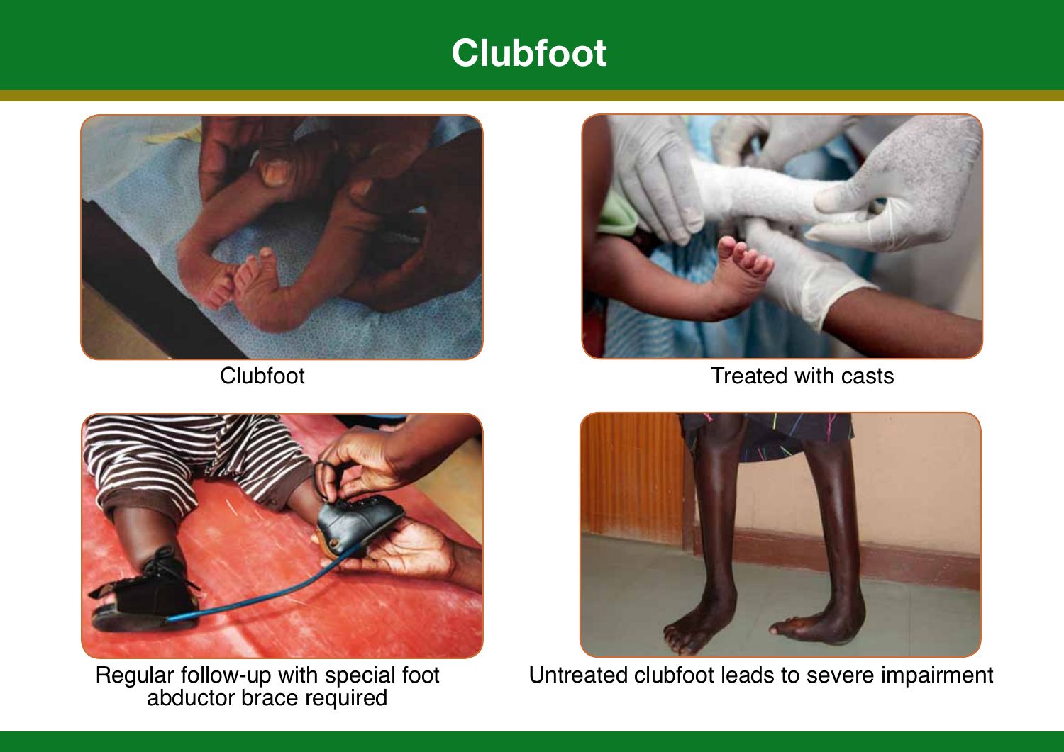# Clubfoot

Clubfoot

Treated with casts

Regular follow-up with special foot abductor brace required

Untreated clubfoot leads to severe impairment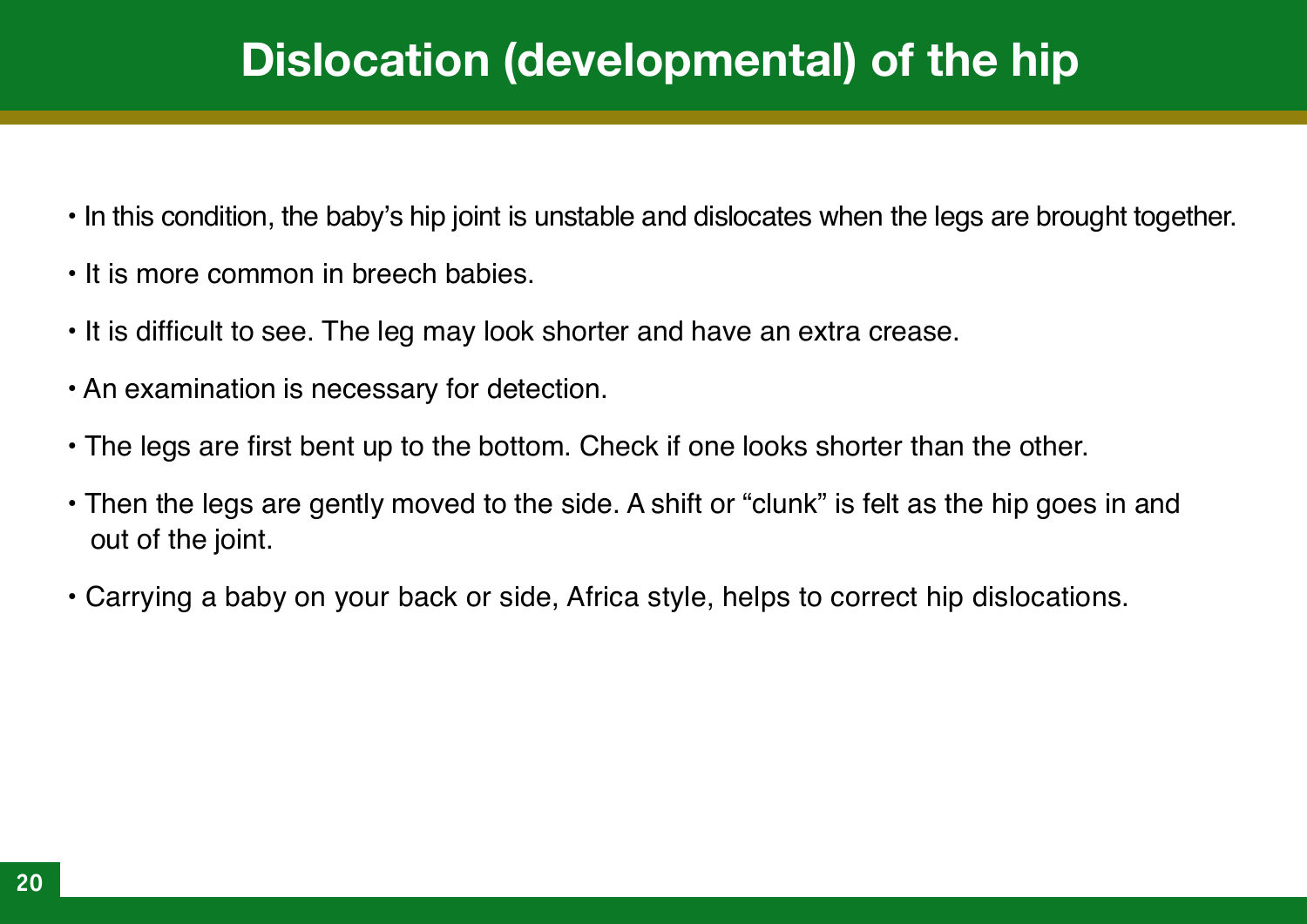# Dislocation (developmental) of the hip

- In this condition, the baby's hip joint is unstable and dislocates when the legs are brought together.
- It is more common in breech babies.
- It is difficult to see. The leg may look shorter and have an extra crease.
- An examination is necessary for detection.
- The legs are first bent up to the bottom. Check if one looks shorter than the other.
- Then the legs are gently moved to the side. A shift or "clunk" is felt as the hip goes in and out of the joint.
- Carrying a baby on your back or side, Africa style, helps to correct hip dislocations.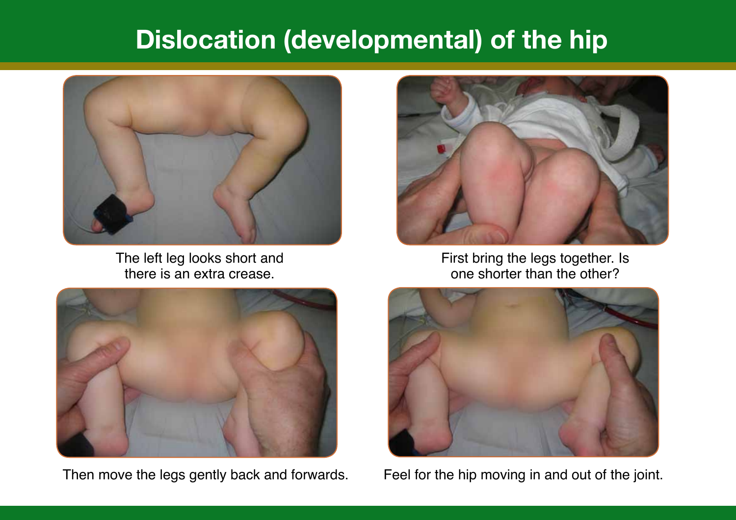# Dislocation (developmental) of the hip

The left leg looks short and there is an extra crease.

First bring the legs together. Is one shorter than the other?

Then move the legs gently back and forwards.

Feel for the hip moving in and out of the joint.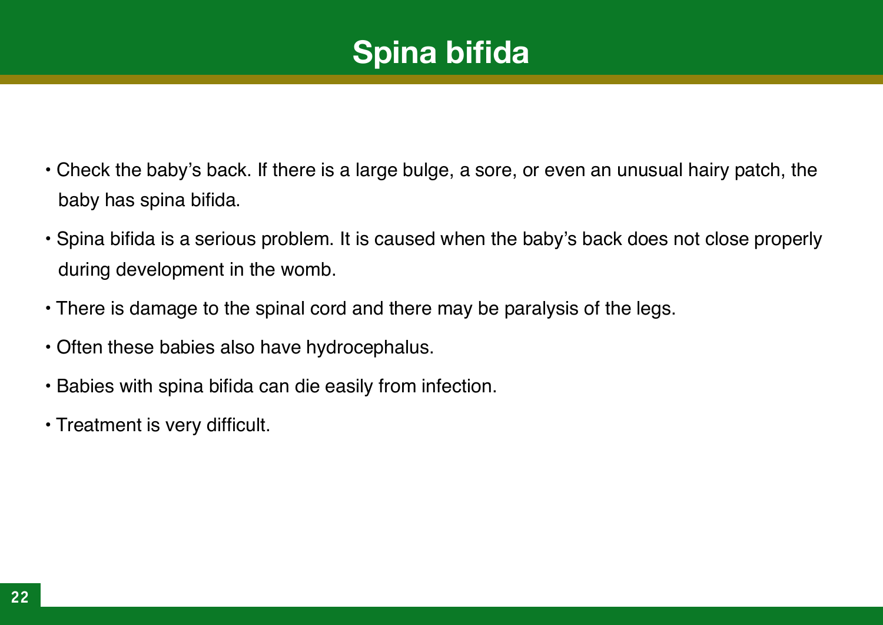# Spina bifida

- Check the baby's back. If there is a large bulge, a sore, or even an unusual hairy patch, the baby has spina bifida.
- Spina bifida is a serious problem. It is caused when the baby's back does not close properly during development in the womb.
- There is damage to the spinal cord and there may be paralysis of the legs.
- Often these babies also have hydrocephalus.
- Babies with spina bifida can die easily from infection.
- Treatment is very difficult.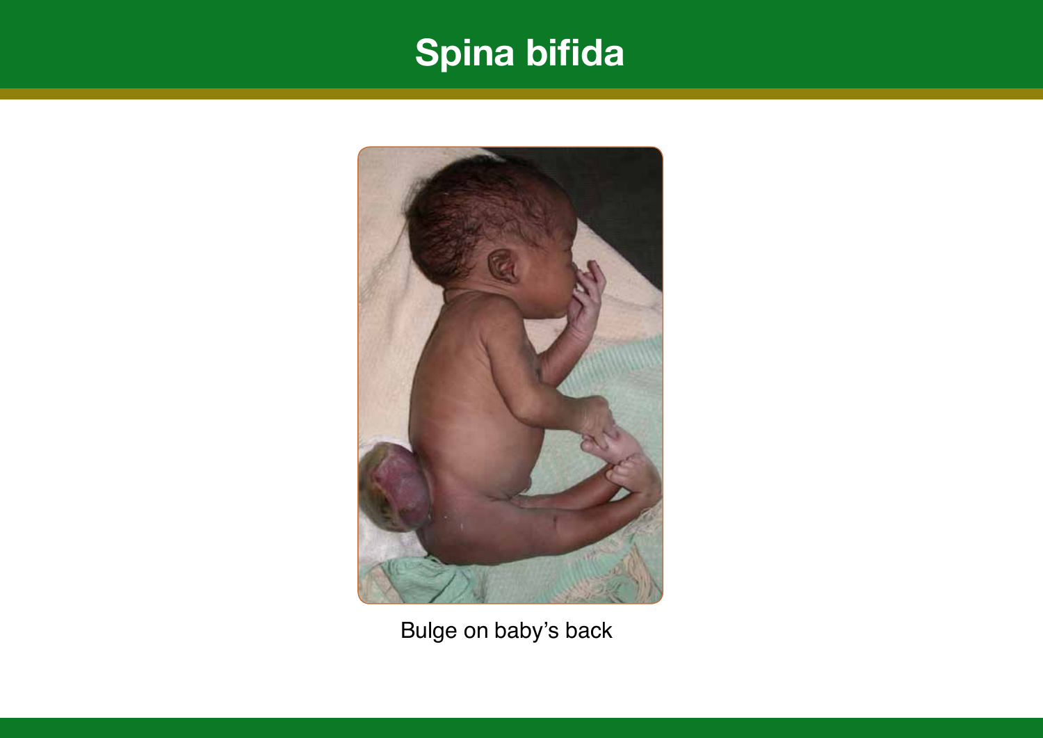# Spina bifida

Bulge on baby's back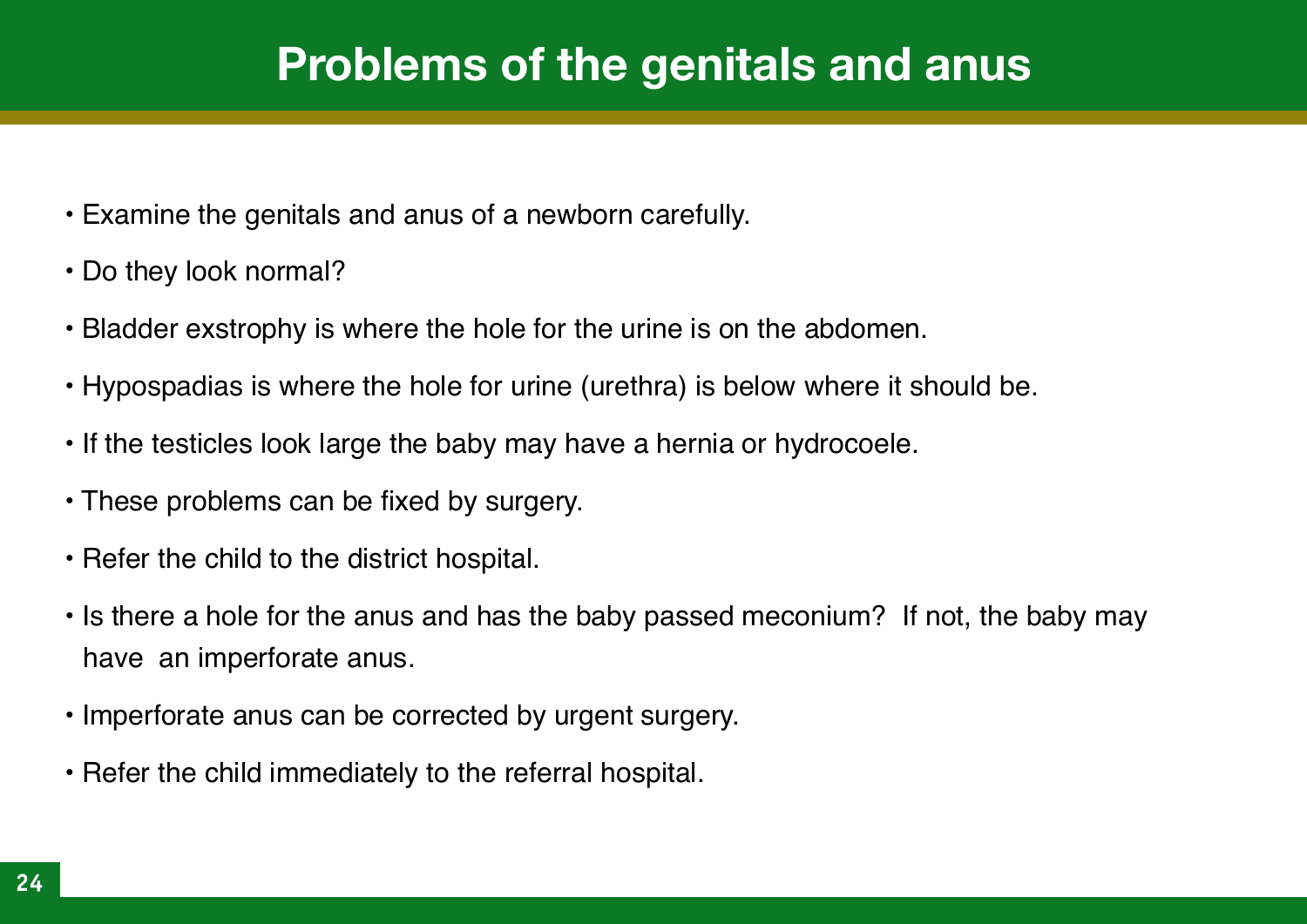# Problems of the genitals and anus

- Examine the genitals and anus of a newborn carefully.
- Do they look normal?
- Bladder exstrophy is where the hole for the urine is on the abdomen.
- Hypospadias is where the hole for urine (urethra) is below where it should be.
- If the testicles look large the baby may have a hernia or hydrocoele.
- These problems can be fixed by surgery.
- Refer the child to the district hospital.
- Is there a hole for the anus and has the baby passed meconium? If not, the baby may have an imperforate anus.
- Imperforate anus can be corrected by urgent surgery.
- Refer the child immediately to the referral hospital.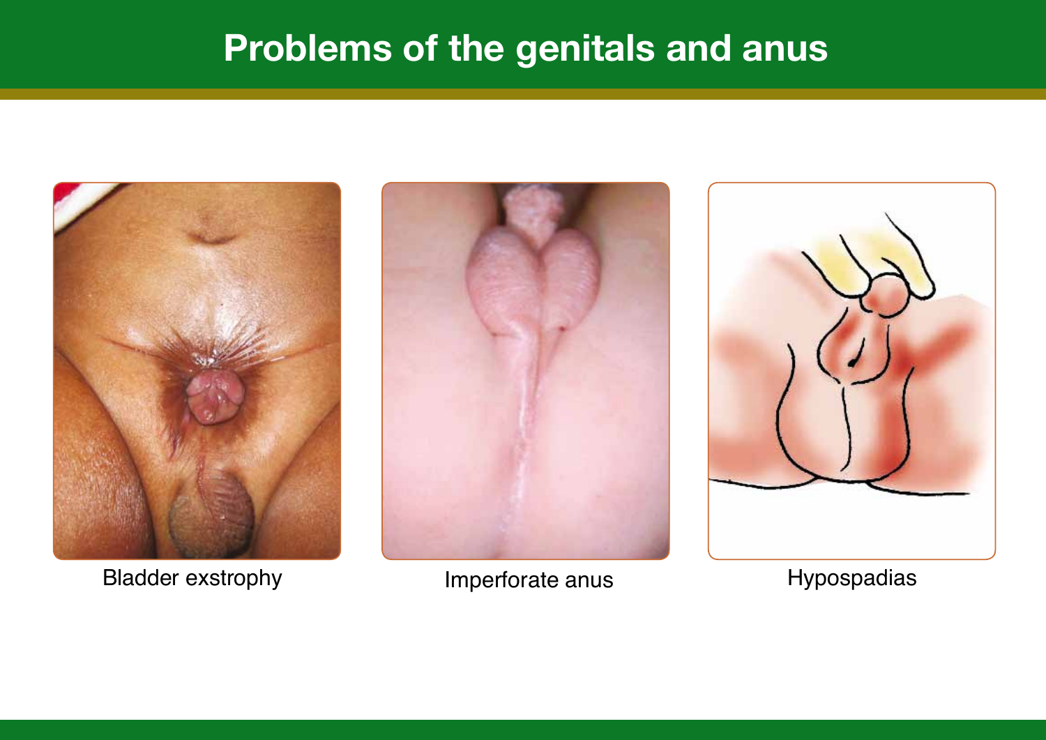# Problems of the genitals and anus

Bladder exstrophy

Imperforate anus

Hypospadias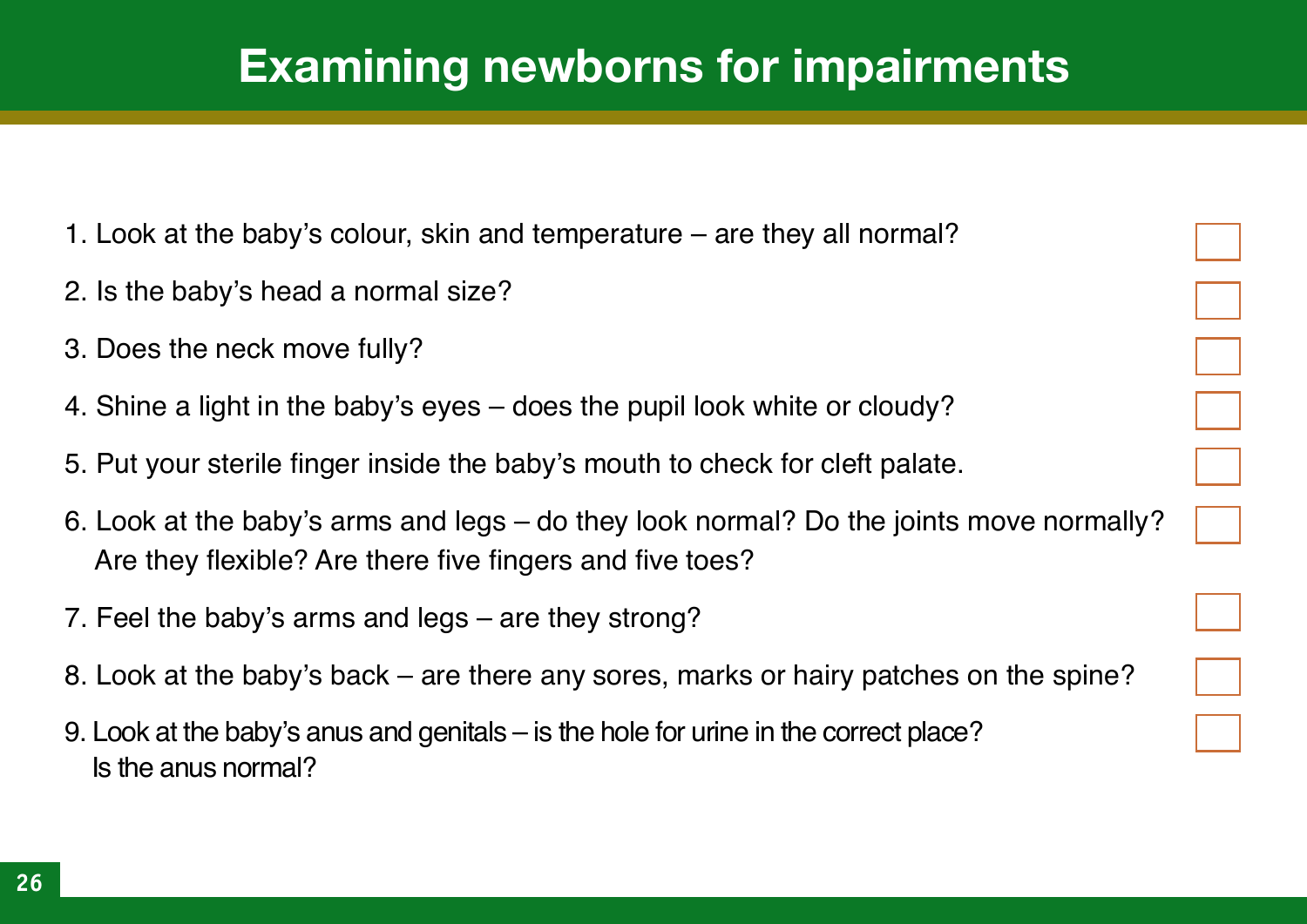# Examining newborns for impairments

1. Look at the baby's colour, skin and temperature – are they all normal? ☐
2. Is the baby's head a normal size? ☐
3. Does the neck move fully? ☐
4. Shine a light in the baby's eyes – does the pupil look white or cloudy? ☐
5. Put your sterile finger inside the baby's mouth to check for cleft palate. ☐
6. Look at the baby's arms and legs – do they look normal? Do the joints move normally? Are they flexible? Are there five fingers and five toes? ☐
7. Feel the baby's arms and legs – are they strong? ☐
8. Look at the baby's back – are there any sores, marks or hairy patches on the spine? ☐
9. Look at the baby's anus and genitals – is the hole for urine in the correct place? Is the anus normal? ☐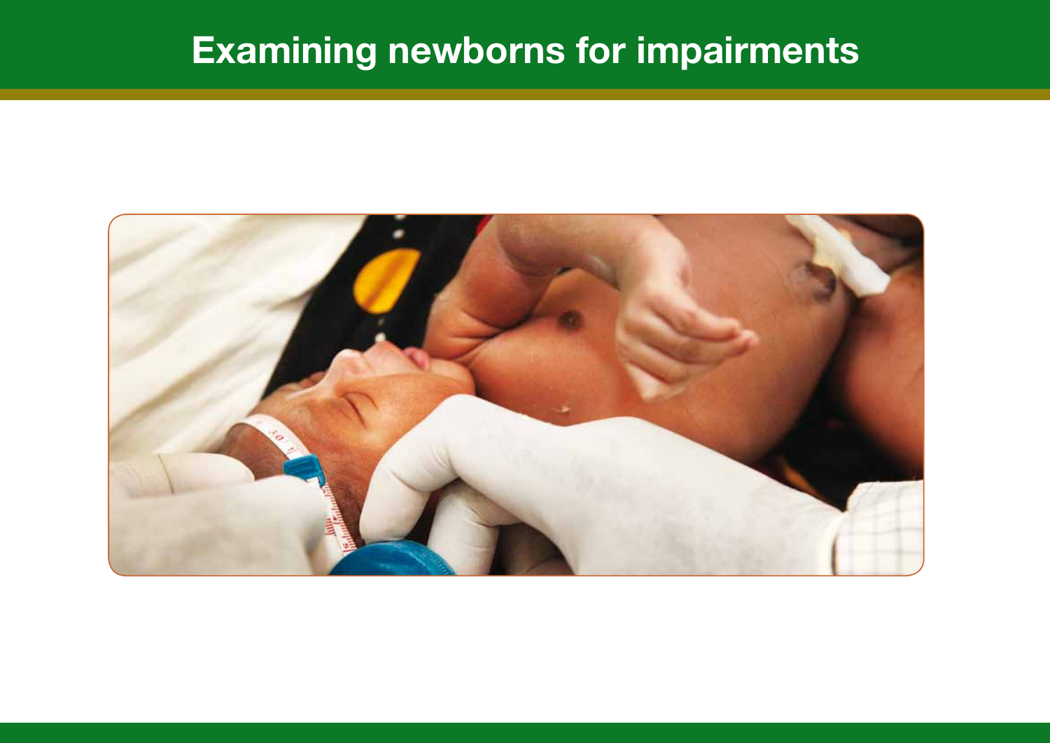# Examining newborns for impairments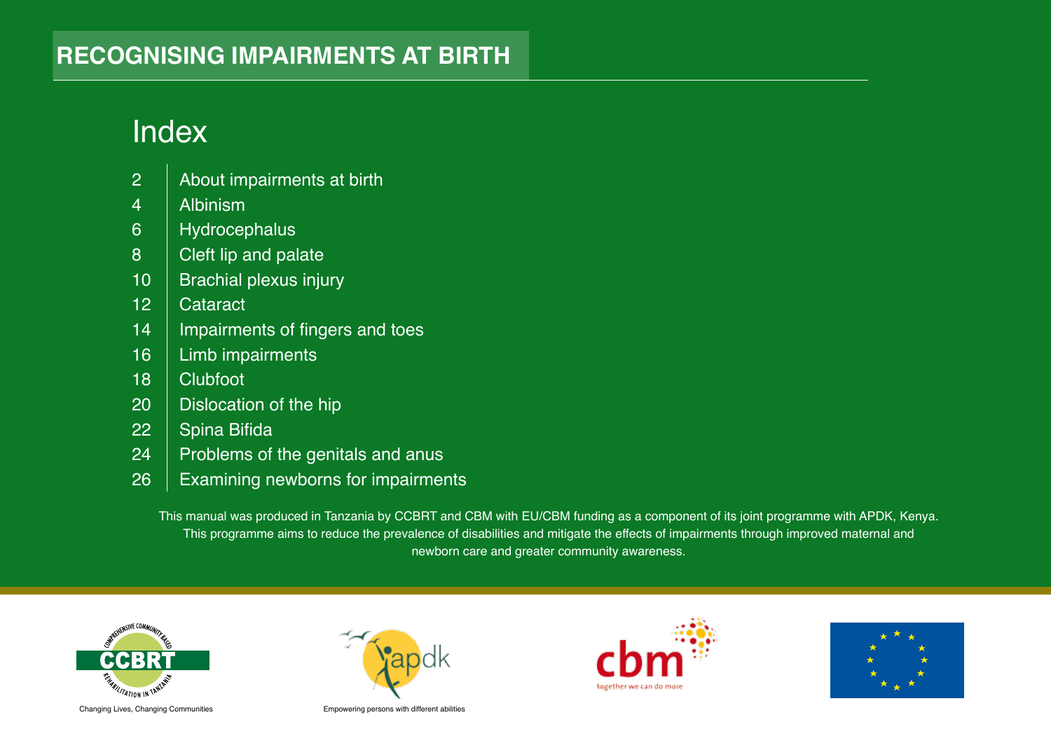## RECOGNISING IMPAIRMENTS AT BIRTH

# Index

| | |
|---|---|
| 2 | About impairments at birth |
| 4 | Albinism |
| 6 | Hydrocephalus |
| 8 | Cleft lip and palate |
| 10 | Brachial plexus injury |
| 12 | Cataract |
| 14 | Impairments of fingers and toes |
| 16 | Limb impairments |
| 18 | Clubfoot |
| 20 | Dislocation of the hip |
| 22 | Spina Bifida |
| 24 | Problems of the genitals and anus |
| 26 | Examining newborns for impairments |

This manual was produced in Tanzania by CCBRT and CBM with EU/CBM funding as a component of its joint programme with APDK, Kenya. This programme aims to reduce the prevalence of disabilities and mitigate the effects of impairments through improved maternal and newborn care and greater community awareness.

COMPREHENSIVE COMMUNITY BASED REHABILITATION IN TANZANIA — CCBRT

Changing Lives, Changing Communities

apdk

Empowering persons with different abilities

cbm — together we can do more